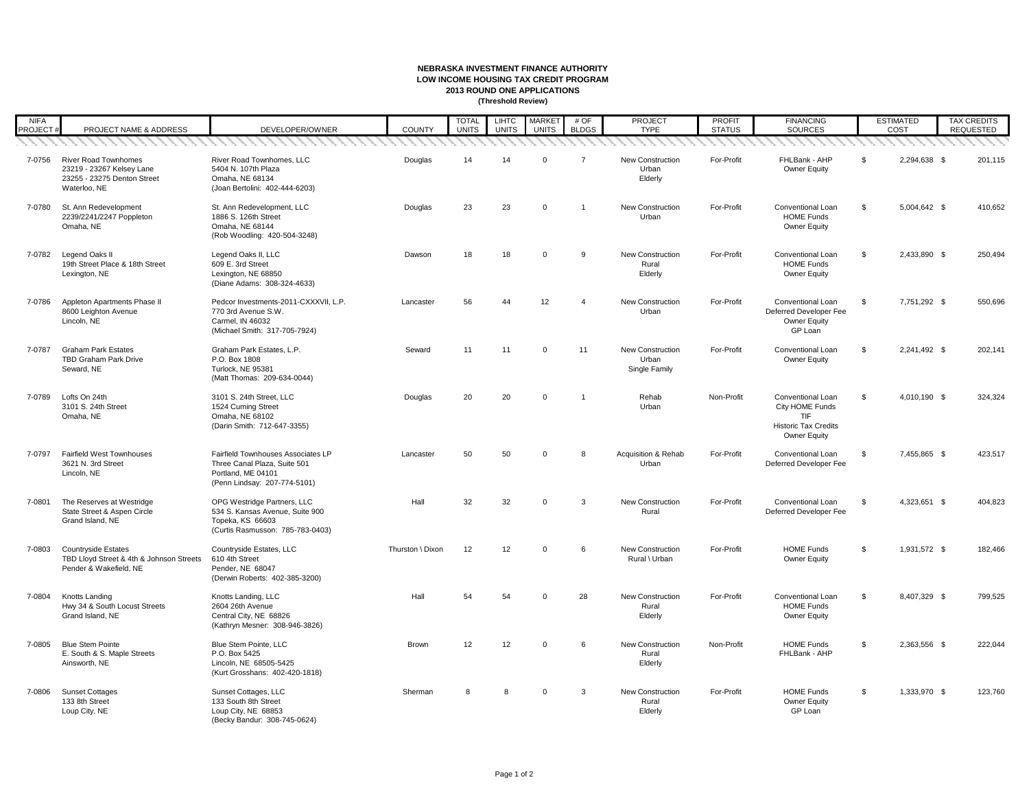**NEBRASKA INVESTMENT FINANCE AUTHORITY**
**LOW INCOME HOUSING TAX CREDIT PROGRAM**
**2013 ROUND ONE APPLICATIONS**
**(Threshold Review)**

| NIFA PROJECT # | PROJECT NAME & ADDRESS | DEVELOPER/OWNER | COUNTY | TOTAL UNITS | LIHTC UNITS | MARKET UNITS | # OF BLDGS | PROJECT TYPE | PROFIT STATUS | FINANCING SOURCES | ESTIMATED COST | TAX CREDITS REQUESTED |
|---|---|---|---|---|---|---|---|---|---|---|---|---|
| 7-0756 | River Road Townhomes<br>23219 - 23267 Kelsey Lane<br>23255 - 23275 Denton Street<br>Waterloo, NE | River Road Townhomes, LLC<br>5404 N. 107th Plaza<br>Omaha, NE 68134<br>(Joan Bertolini: 402-444-6203) | Douglas | 14 | 14 | 0 | 7 | New Construction<br>Urban<br>Elderly | For-Profit | FHLBank - AHP<br>Owner Equity | $ 2,294,638 | $ 201,115 |
| 7-0780 | St. Ann Redevelopment<br>2239/2241/2247 Poppleton<br>Omaha, NE | St. Ann Redevelopment, LLC<br>1886 S. 126th Street<br>Omaha, NE 68144<br>(Rob Woodling: 420-504-3248) | Douglas | 23 | 23 | 0 | 1 | New Construction<br>Urban | For-Profit | Conventional Loan<br>HOME Funds<br>Owner Equity | $ 5,004,642 | $ 410,652 |
| 7-0782 | Legend Oaks II<br>19th Street Place & 18th Street<br>Lexington, NE | Legend Oaks II, LLC<br>609 E. 3rd Street<br>Lexington, NE 68850<br>(Diane Adams: 308-324-4633) | Dawson | 18 | 18 | 0 | 9 | New Construction<br>Rural<br>Elderly | For-Profit | Conventional Loan<br>HOME Funds<br>Owner Equity | $ 2,433,890 | $ 250,494 |
| 7-0786 | Appleton Apartments Phase II<br>8600 Leighton Avenue<br>Lincoln, NE | Pedcor Investments-2011-CXXXVII, L.P.<br>770 3rd Avenue S.W.<br>Carmel, IN 46032<br>(Michael Smith: 317-705-7924) | Lancaster | 56 | 44 | 12 | 4 | New Construction<br>Urban | For-Profit | Conventional Loan<br>Deferred Developer Fee<br>Owner Equity<br>GP Loan | $ 7,751,292 | $ 550,696 |
| 7-0787 | Graham Park Estates<br>TBD Graham Park Drive<br>Seward, NE | Graham Park Estates, L.P.<br>P.O. Box 1808<br>Turlock, NE 95381<br>(Matt Thomas: 209-634-0044) | Seward | 11 | 11 | 0 | 11 | New Construction<br>Urban<br>Single Family | For-Profit | Conventional Loan<br>Owner Equity | $ 2,241,492 | $ 202,141 |
| 7-0789 | Lofts On 24th<br>3101 S. 24th Street<br>Omaha, NE | 3101 S. 24th Street, LLC<br>1524 Cuming Street<br>Omaha, NE 68102<br>(Darin Smith: 712-647-3355) | Douglas | 20 | 20 | 0 | 1 | Rehab<br>Urban | Non-Profit | Conventional Loan<br>City HOME Funds<br>TIF<br>Historic Tax Credits<br>Owner Equity | $ 4,010,190 | $ 324,324 |
| 7-0797 | Fairfield West Townhouses<br>3621 N. 3rd Street<br>Lincoln, NE | Fairfield Townhouses Associates LP<br>Three Canal Plaza, Suite 501<br>Portland, ME 04101<br>(Penn Lindsay: 207-774-5101) | Lancaster | 50 | 50 | 0 | 8 | Acquisition & Rehab<br>Urban | For-Profit | Conventional Loan<br>Deferred Developer Fee | $ 7,455,865 | $ 423,517 |
| 7-0801 | The Reserves at Westridge<br>State Street & Aspen Circle<br>Grand Island, NE | OPG Westridge Partners, LLC<br>534 S. Kansas Avenue, Suite 900<br>Topeka, KS 66603<br>(Curtis Rasmusson: 785-783-0403) | Hall | 32 | 32 | 0 | 3 | New Construction<br>Rural | For-Profit | Conventional Loan<br>Deferred Developer Fee | $ 4,323,651 | $ 404,823 |
| 7-0803 | Countryside Estates<br>TBD Lloyd Street & 4th & Johnson Streets<br>Pender & Wakefield, NE | Countryside Estates, LLC<br>610 4th Street<br>Pender, NE 68047<br>(Derwin Roberts: 402-385-3200) | Thurston \ Dixon | 12 | 12 | 0 | 6 | New Construction<br>Rural \ Urban | For-Profit | HOME Funds<br>Owner Equity | $ 1,931,572 | $ 182,466 |
| 7-0804 | Knotts Landing<br>Hwy 34 & South Locust Streets<br>Grand Island, NE | Knotts Landing, LLC<br>2604 26th Avenue<br>Central City, NE 68826<br>(Kathryn Mesner: 308-946-3826) | Hall | 54 | 54 | 0 | 28 | New Construction<br>Rural<br>Elderly | For-Profit | Conventional Loan<br>HOME Funds<br>Owner Equity | $ 8,407,329 | $ 799,525 |
| 7-0805 | Blue Stem Pointe<br>E. South & S. Maple Streets<br>Ainsworth, NE | Blue Stem Pointe, LLC<br>P.O. Box 5425<br>Lincoln, NE 68505-5425<br>(Kurt Grosshans: 402-420-1818) | Brown | 12 | 12 | 0 | 6 | New Construction<br>Rural<br>Elderly | Non-Profit | HOME Funds<br>FHLBank - AHP | $ 2,363,556 | $ 222,044 |
| 7-0806 | Sunset Cottages<br>133 8th Street<br>Loup City, NE | Sunset Cottages, LLC<br>133 South 8th Street<br>Loup City, NE 68853<br>(Becky Bandur: 308-745-0624) | Sherman | 8 | 8 | 0 | 3 | New Construction<br>Rural<br>Elderly | For-Profit | HOME Funds<br>Owner Equity<br>GP Loan | $ 1,333,970 | $ 123,760 |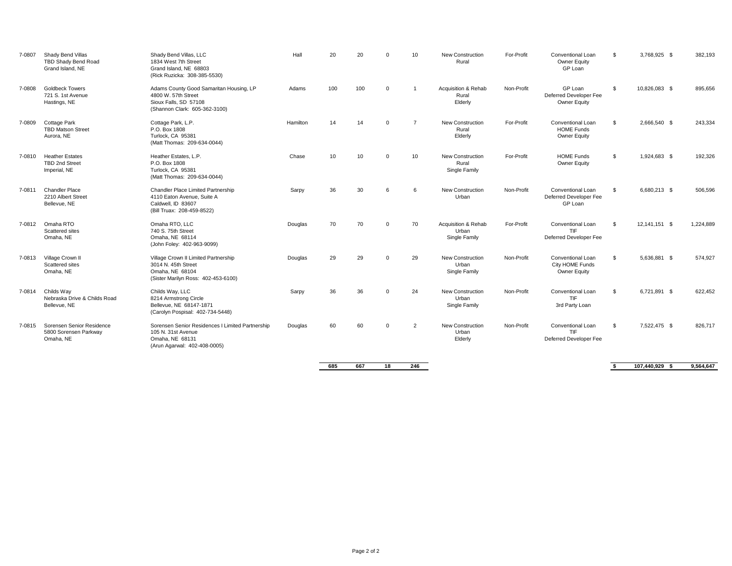| | | | | | | | | | | | | |
|---|---|---|---|---|---|---|---|---|---|---|---|---|
| 7-0807 | Shady Bend Villas<br>TBD Shady Bend Road<br>Grand Island, NE | Shady Bend Villas, LLC<br>1834 West 7th Street<br>Grand Island, NE 68803<br>(Rick Ruzicka: 308-385-5530) | Hall | 20 | 20 | 0 | 10 | New Construction<br>Rural | For-Profit | Conventional Loan<br>Owner Equity<br>GP Loan | $ 3,768,925 | $ 382,193 |
| 7-0808 | Goldbeck Towers<br>721 S. 1st Avenue<br>Hastings, NE | Adams County Good Samaritan Housing, LP<br>4800 W. 57th Street<br>Sioux Falls, SD 57108<br>(Shannon Clark: 605-362-3100) | Adams | 100 | 100 | 0 | 1 | Acquisition & Rehab<br>Rural<br>Elderly | Non-Profit | GP Loan<br>Deferred Developer Fee<br>Owner Equity | $ 10,826,083 | $ 895,656 |
| 7-0809 | Cottage Park<br>TBD Matson Street<br>Aurora, NE | Cottage Park, L.P.<br>P.O. Box 1808<br>Turlock, CA 95381<br>(Matt Thomas: 209-634-0044) | Hamilton | 14 | 14 | 0 | 7 | New Construction<br>Rural<br>Elderly | For-Profit | Conventional Loan<br>HOME Funds<br>Owner Equity | $ 2,666,540 | $ 243,334 |
| 7-0810 | Heather Estates<br>TBD 2nd Street<br>Imperial, NE | Heather Estates, L.P.<br>P.O. Box 1808<br>Turlock, CA 95381<br>(Matt Thomas: 209-634-0044) | Chase | 10 | 10 | 0 | 10 | New Construction<br>Rural<br>Single Family | For-Profit | HOME Funds<br>Owner Equity | $ 1,924,683 | $ 192,326 |
| 7-0811 | Chandler Place<br>2210 Albert Street<br>Bellevue, NE | Chandler Place Limited Partnership<br>4110 Eaton Avenue, Suite A<br>Caldwell, ID 83607<br>(Bill Truax: 208-459-8522) | Sarpy | 36 | 30 | 6 | 6 | New Construction<br>Urban | Non-Profit | Conventional Loan<br>Deferred Developer Fee<br>GP Loan | $ 6,680,213 | $ 506,596 |
| 7-0812 | Omaha RTO<br>Scattered sites<br>Omaha, NE | Omaha RTO, LLC<br>740 S. 75th Street<br>Omaha, NE 68114<br>(John Foley: 402-963-9099) | Douglas | 70 | 70 | 0 | 70 | Acquisition & Rehab<br>Urban<br>Single Family | For-Profit | Conventional Loan<br>TIF<br>Deferred Developer Fee | $ 12,141,151 | $ 1,224,889 |
| 7-0813 | Village Crown II<br>Scattered sites<br>Omaha, NE | Village Crown II Limited Partnership<br>3014 N. 45th Street<br>Omaha, NE 68104<br>(Sister Marilyn Ross: 402-453-6100) | Douglas | 29 | 29 | 0 | 29 | New Construction<br>Urban<br>Single Family | Non-Profit | Conventional Loan<br>City HOME Funds<br>Owner Equity | $ 5,636,881 | $ 574,927 |
| 7-0814 | Childs Way<br>Nebraska Drive & Childs Road<br>Bellevue, NE | Childs Way, LLC<br>8214 Armstrong Circle<br>Bellevue, NE 68147-1871<br>(Carolyn Pospisal: 402-734-5448) | Sarpy | 36 | 36 | 0 | 24 | New Construction<br>Urban<br>Single Family | Non-Profit | Conventional Loan<br>TIF<br>3rd Party Loan | $ 6,721,891 | $ 622,452 |
| 7-0815 | Sorensen Senior Residence<br>5800 Sorensen Parkway<br>Omaha, NE | Sorensen Senior Residences I Limited Partnership<br>105 N. 31st Avenue<br>Omaha, NE 68131<br>(Arun Agarwal: 402-408-0005) | Douglas | 60 | 60 | 0 | 2 | New Construction<br>Urban<br>Elderly | Non-Profit | Conventional Loan<br>TIF<br>Deferred Developer Fee | $ 7,522,475 | $ 826,717 |
| | | | | **685** | **667** | **18** | **246** | | | | **$ 107,440,929** | **$ 9,564,647** |